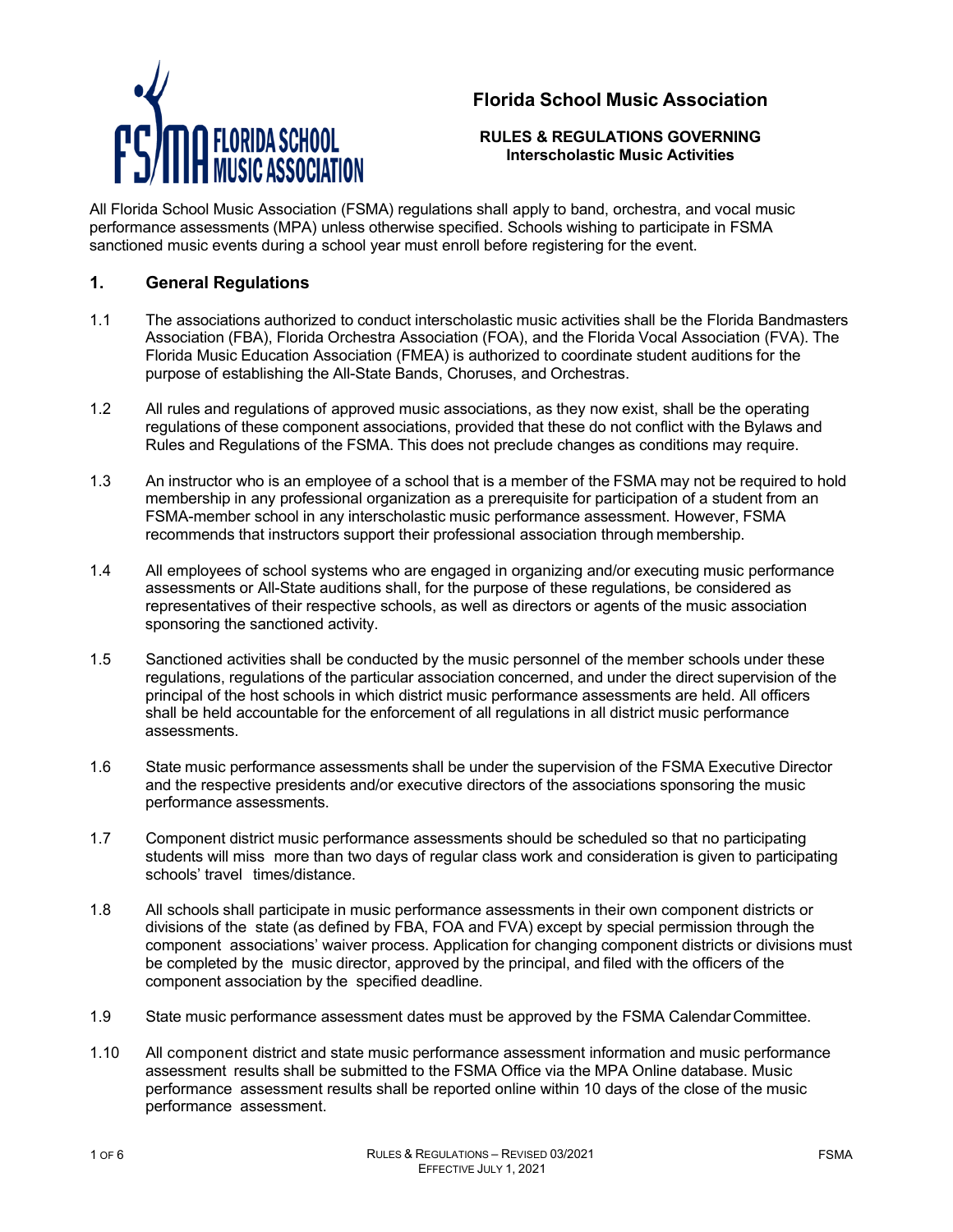# Florida School Music Association

**RULES & REGULATIONS GOVERNING**
**Interscholastic Music Activities**

All Florida School Music Association (FSMA) regulations shall apply to band, orchestra, and vocal music performance assessments (MPA) unless otherwise specified. Schools wishing to participate in FSMA sanctioned music events during a school year must enroll before registering for the event.

## 1. General Regulations

1.1 The associations authorized to conduct interscholastic music activities shall be the Florida Bandmasters Association (FBA), Florida Orchestra Association (FOA), and the Florida Vocal Association (FVA). The Florida Music Education Association (FMEA) is authorized to coordinate student auditions for the purpose of establishing the All-State Bands, Choruses, and Orchestras.

1.2 All rules and regulations of approved music associations, as they now exist, shall be the operating regulations of these component associations, provided that these do not conflict with the Bylaws and Rules and Regulations of the FSMA. This does not preclude changes as conditions may require.

1.3 An instructor who is an employee of a school that is a member of the FSMA may not be required to hold membership in any professional organization as a prerequisite for participation of a student from an FSMA-member school in any interscholastic music performance assessment. However, FSMA recommends that instructors support their professional association through membership.

1.4 All employees of school systems who are engaged in organizing and/or executing music performance assessments or All-State auditions shall, for the purpose of these regulations, be considered as representatives of their respective schools, as well as directors or agents of the music association sponsoring the sanctioned activity.

1.5 Sanctioned activities shall be conducted by the music personnel of the member schools under these regulations, regulations of the particular association concerned, and under the direct supervision of the principal of the host schools in which district music performance assessments are held. All officers shall be held accountable for the enforcement of all regulations in all district music performance assessments.

1.6 State music performance assessments shall be under the supervision of the FSMA Executive Director and the respective presidents and/or executive directors of the associations sponsoring the music performance assessments.

1.7 Component district music performance assessments should be scheduled so that no participating students will miss more than two days of regular class work and consideration is given to participating schools' travel times/distance.

1.8 All schools shall participate in music performance assessments in their own component districts or divisions of the state (as defined by FBA, FOA and FVA) except by special permission through the component associations' waiver process. Application for changing component districts or divisions must be completed by the music director, approved by the principal, and filed with the officers of the component association by the specified deadline.

1.9 State music performance assessment dates must be approved by the FSMA Calendar Committee.

1.10 All component district and state music performance assessment information and music performance assessment results shall be submitted to the FSMA Office via the MPA Online database. Music performance assessment results shall be reported online within 10 days of the close of the music performance assessment.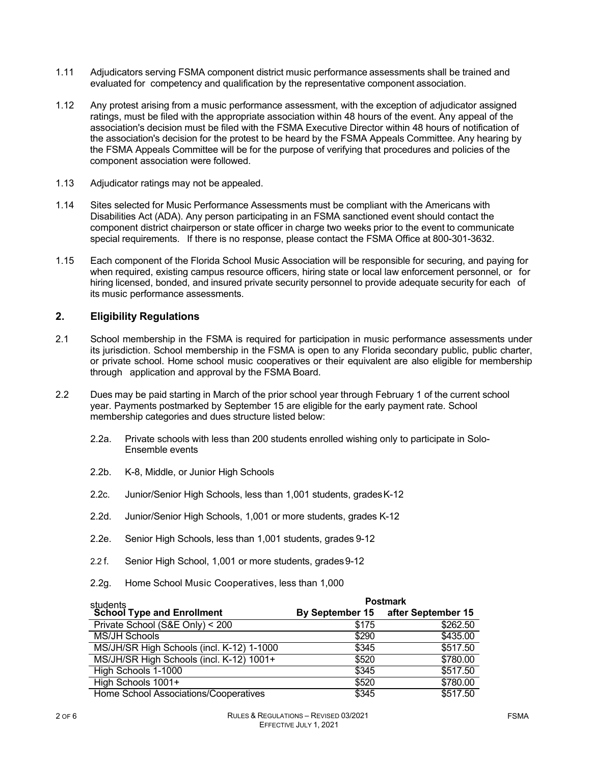1.11 Adjudicators serving FSMA component district music performance assessments shall be trained and evaluated for competency and qualification by the representative component association.

1.12 Any protest arising from a music performance assessment, with the exception of adjudicator assigned ratings, must be filed with the appropriate association within 48 hours of the event. Any appeal of the association's decision must be filed with the FSMA Executive Director within 48 hours of notification of the association's decision for the protest to be heard by the FSMA Appeals Committee. Any hearing by the FSMA Appeals Committee will be for the purpose of verifying that procedures and policies of the component association were followed.

1.13 Adjudicator ratings may not be appealed.

1.14 Sites selected for Music Performance Assessments must be compliant with the Americans with Disabilities Act (ADA). Any person participating in an FSMA sanctioned event should contact the component district chairperson or state officer in charge two weeks prior to the event to communicate special requirements. If there is no response, please contact the FSMA Office at 800-301-3632.

1.15 Each component of the Florida School Music Association will be responsible for securing, and paying for when required, existing campus resource officers, hiring state or local law enforcement personnel, or for hiring licensed, bonded, and insured private security personnel to provide adequate security for each of its music performance assessments.

## 2. Eligibility Regulations

2.1 School membership in the FSMA is required for participation in music performance assessments under its jurisdiction. School membership in the FSMA is open to any Florida secondary public, public charter, or private school. Home school music cooperatives or their equivalent are also eligible for membership through application and approval by the FSMA Board.

2.2 Dues may be paid starting in March of the prior school year through February 1 of the current school year. Payments postmarked by September 15 are eligible for the early payment rate. School membership categories and dues structure listed below:

- 2.2a. Private schools with less than 200 students enrolled wishing only to participate in Solo-Ensemble events
- 2.2b. K-8, Middle, or Junior High Schools
- 2.2c. Junior/Senior High Schools, less than 1,001 students, grades K-12
- 2.2d. Junior/Senior High Schools, 1,001 or more students, grades K-12
- 2.2e. Senior High Schools, less than 1,001 students, grades 9-12
- 2.2 f. Senior High School, 1,001 or more students, grades 9-12
- 2.2g. Home School Music Cooperatives, less than 1,000 students

| School Type and Enrollment | Postmark By September 15 | Postmark after September 15 |
|---|---:|---:|
| Private School (S&E Only) < 200 | $175 | $262.50 |
| MS/JH Schools | $290 | $435.00 |
| MS/JH/SR High Schools (incl. K-12) 1-1000 | $345 | $517.50 |
| MS/JH/SR High Schools (incl. K-12) 1001+ | $520 | $780.00 |
| High Schools 1-1000 | $345 | $517.50 |
| High Schools 1001+ | $520 | $780.00 |
| Home School Associations/Cooperatives | $345 | $517.50 |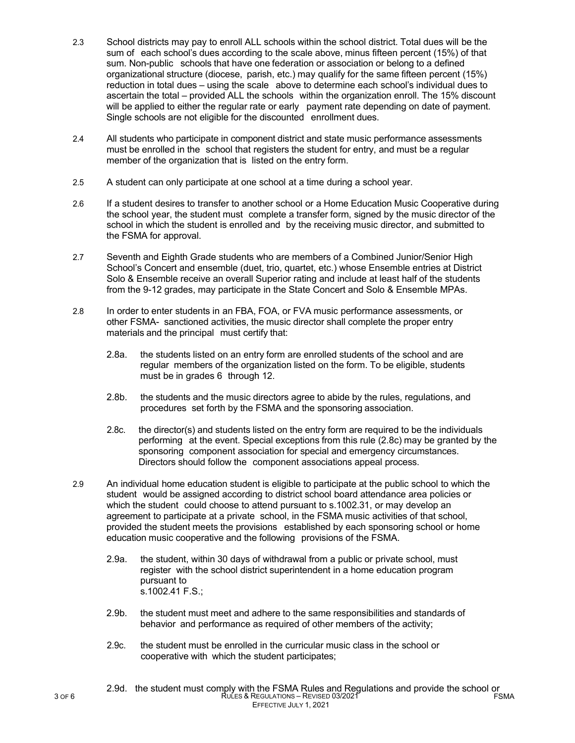2.3 School districts may pay to enroll ALL schools within the school district. Total dues will be the sum of each school's dues according to the scale above, minus fifteen percent (15%) of that sum. Non-public schools that have one federation or association or belong to a defined organizational structure (diocese, parish, etc.) may qualify for the same fifteen percent (15%) reduction in total dues – using the scale above to determine each school's individual dues to ascertain the total – provided ALL the schools within the organization enroll. The 15% discount will be applied to either the regular rate or early payment rate depending on date of payment. Single schools are not eligible for the discounted enrollment dues.

2.4 All students who participate in component district and state music performance assessments must be enrolled in the school that registers the student for entry, and must be a regular member of the organization that is listed on the entry form.

2.5 A student can only participate at one school at a time during a school year.

2.6 If a student desires to transfer to another school or a Home Education Music Cooperative during the school year, the student must complete a transfer form, signed by the music director of the school in which the student is enrolled and by the receiving music director, and submitted to the FSMA for approval.

2.7 Seventh and Eighth Grade students who are members of a Combined Junior/Senior High School's Concert and ensemble (duet, trio, quartet, etc.) whose Ensemble entries at District Solo & Ensemble receive an overall Superior rating and include at least half of the students from the 9-12 grades, may participate in the State Concert and Solo & Ensemble MPAs.

2.8 In order to enter students in an FBA, FOA, or FVA music performance assessments, or other FSMA- sanctioned activities, the music director shall complete the proper entry materials and the principal must certify that:

2.8a. the students listed on an entry form are enrolled students of the school and are regular members of the organization listed on the form. To be eligible, students must be in grades 6 through 12.

2.8b. the students and the music directors agree to abide by the rules, regulations, and procedures set forth by the FSMA and the sponsoring association.

2.8c. the director(s) and students listed on the entry form are required to be the individuals performing at the event. Special exceptions from this rule (2.8c) may be granted by the sponsoring component association for special and emergency circumstances. Directors should follow the component associations appeal process.

2.9 An individual home education student is eligible to participate at the public school to which the student would be assigned according to district school board attendance area policies or which the student could choose to attend pursuant to s.1002.31, or may develop an agreement to participate at a private school, in the FSMA music activities of that school, provided the student meets the provisions established by each sponsoring school or home education music cooperative and the following provisions of the FSMA.

2.9a. the student, within 30 days of withdrawal from a public or private school, must register with the school district superintendent in a home education program pursuant to s.1002.41 F.S.;

2.9b. the student must meet and adhere to the same responsibilities and standards of behavior and performance as required of other members of the activity;

2.9c. the student must be enrolled in the curricular music class in the school or cooperative with which the student participates;

2.9d. the student must comply with the FSMA Rules and Regulations and provide the school or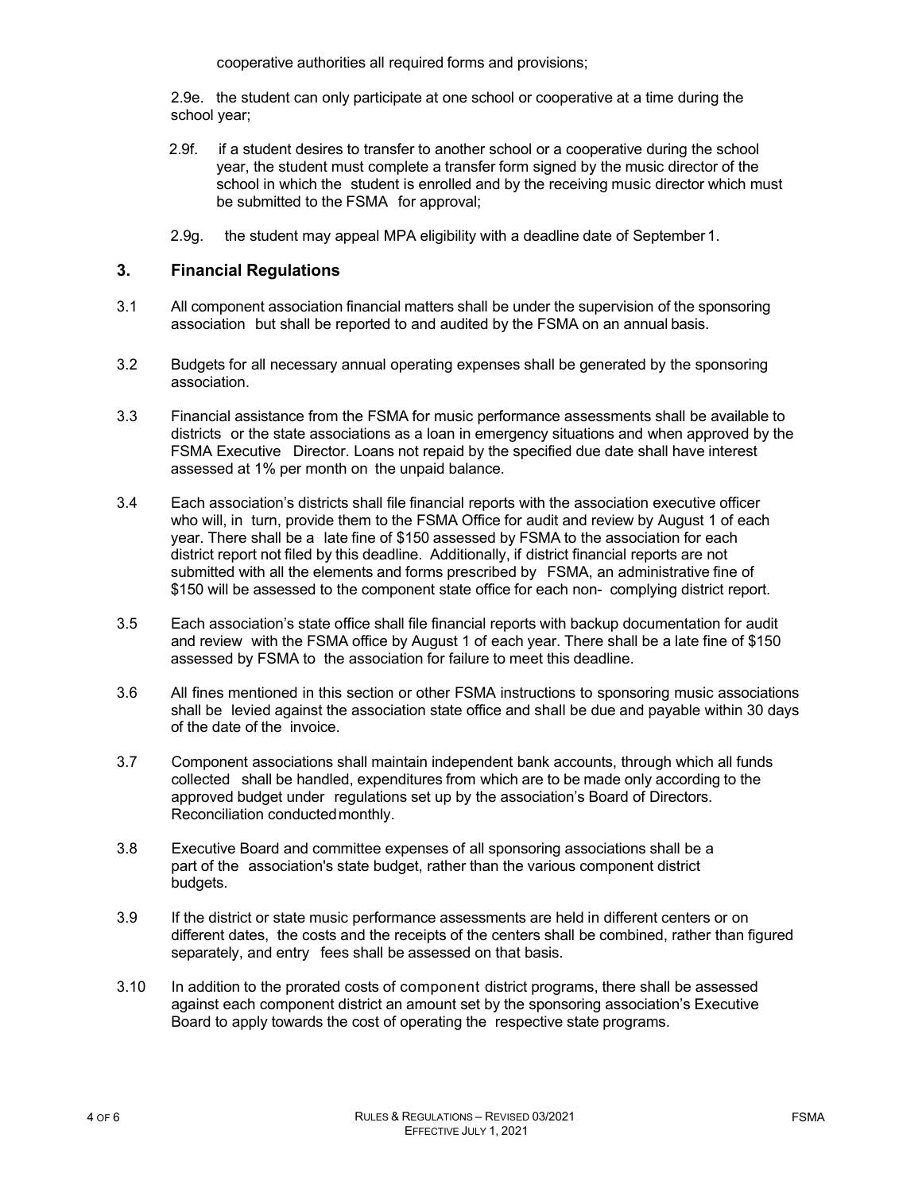cooperative authorities all required forms and provisions;

2.9e. the student can only participate at one school or cooperative at a time during the school year;

2.9f. if a student desires to transfer to another school or a cooperative during the school year, the student must complete a transfer form signed by the music director of the school in which the student is enrolled and by the receiving music director which must be submitted to the FSMA for approval;

2.9g. the student may appeal MPA eligibility with a deadline date of September 1.

## 3. Financial Regulations

3.1 All component association financial matters shall be under the supervision of the sponsoring association but shall be reported to and audited by the FSMA on an annual basis.

3.2 Budgets for all necessary annual operating expenses shall be generated by the sponsoring association.

3.3 Financial assistance from the FSMA for music performance assessments shall be available to districts or the state associations as a loan in emergency situations and when approved by the FSMA Executive Director. Loans not repaid by the specified due date shall have interest assessed at 1% per month on the unpaid balance.

3.4 Each association's districts shall file financial reports with the association executive officer who will, in turn, provide them to the FSMA Office for audit and review by August 1 of each year. There shall be a late fine of $150 assessed by FSMA to the association for each district report not filed by this deadline. Additionally, if district financial reports are not submitted with all the elements and forms prescribed by FSMA, an administrative fine of $150 will be assessed to the component state office for each non- complying district report.

3.5 Each association's state office shall file financial reports with backup documentation for audit and review with the FSMA office by August 1 of each year. There shall be a late fine of $150 assessed by FSMA to the association for failure to meet this deadline.

3.6 All fines mentioned in this section or other FSMA instructions to sponsoring music associations shall be levied against the association state office and shall be due and payable within 30 days of the date of the invoice.

3.7 Component associations shall maintain independent bank accounts, through which all funds collected shall be handled, expenditures from which are to be made only according to the approved budget under regulations set up by the association's Board of Directors. Reconciliation conducted monthly.

3.8 Executive Board and committee expenses of all sponsoring associations shall be a part of the association's state budget, rather than the various component district budgets.

3.9 If the district or state music performance assessments are held in different centers or on different dates, the costs and the receipts of the centers shall be combined, rather than figured separately, and entry fees shall be assessed on that basis.

3.10 In addition to the prorated costs of component district programs, there shall be assessed against each component district an amount set by the sponsoring association's Executive Board to apply towards the cost of operating the respective state programs.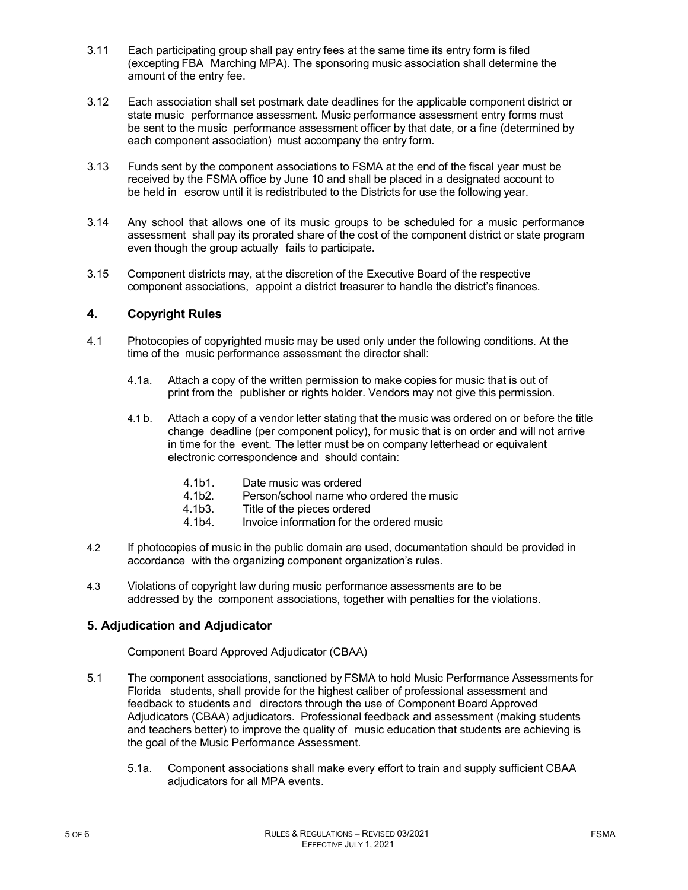3.11 Each participating group shall pay entry fees at the same time its entry form is filed (excepting FBA Marching MPA). The sponsoring music association shall determine the amount of the entry fee.

3.12 Each association shall set postmark date deadlines for the applicable component district or state music performance assessment. Music performance assessment entry forms must be sent to the music performance assessment officer by that date, or a fine (determined by each component association) must accompany the entry form.

3.13 Funds sent by the component associations to FSMA at the end of the fiscal year must be received by the FSMA office by June 10 and shall be placed in a designated account to be held in escrow until it is redistributed to the Districts for use the following year.

3.14 Any school that allows one of its music groups to be scheduled for a music performance assessment shall pay its prorated share of the cost of the component district or state program even though the group actually fails to participate.

3.15 Component districts may, at the discretion of the Executive Board of the respective component associations, appoint a district treasurer to handle the district's finances.

## 4. Copyright Rules

4.1 Photocopies of copyrighted music may be used only under the following conditions. At the time of the music performance assessment the director shall:

4.1a. Attach a copy of the written permission to make copies for music that is out of print from the publisher or rights holder. Vendors may not give this permission.

4.1 b. Attach a copy of a vendor letter stating that the music was ordered on or before the title change deadline (per component policy), for music that is on order and will not arrive in time for the event. The letter must be on company letterhead or equivalent electronic correspondence and should contain:

4.1b1. Date music was ordered
4.1b2. Person/school name who ordered the music
4.1b3. Title of the pieces ordered
4.1b4. Invoice information for the ordered music

4.2 If photocopies of music in the public domain are used, documentation should be provided in accordance with the organizing component organization's rules.

4.3 Violations of copyright law during music performance assessments are to be addressed by the component associations, together with penalties for the violations.

## 5. Adjudication and Adjudicator

Component Board Approved Adjudicator (CBAA)

5.1 The component associations, sanctioned by FSMA to hold Music Performance Assessments for Florida students, shall provide for the highest caliber of professional assessment and feedback to students and directors through the use of Component Board Approved Adjudicators (CBAA) adjudicators. Professional feedback and assessment (making students and teachers better) to improve the quality of music education that students are achieving is the goal of the Music Performance Assessment.

5.1a. Component associations shall make every effort to train and supply sufficient CBAA adjudicators for all MPA events.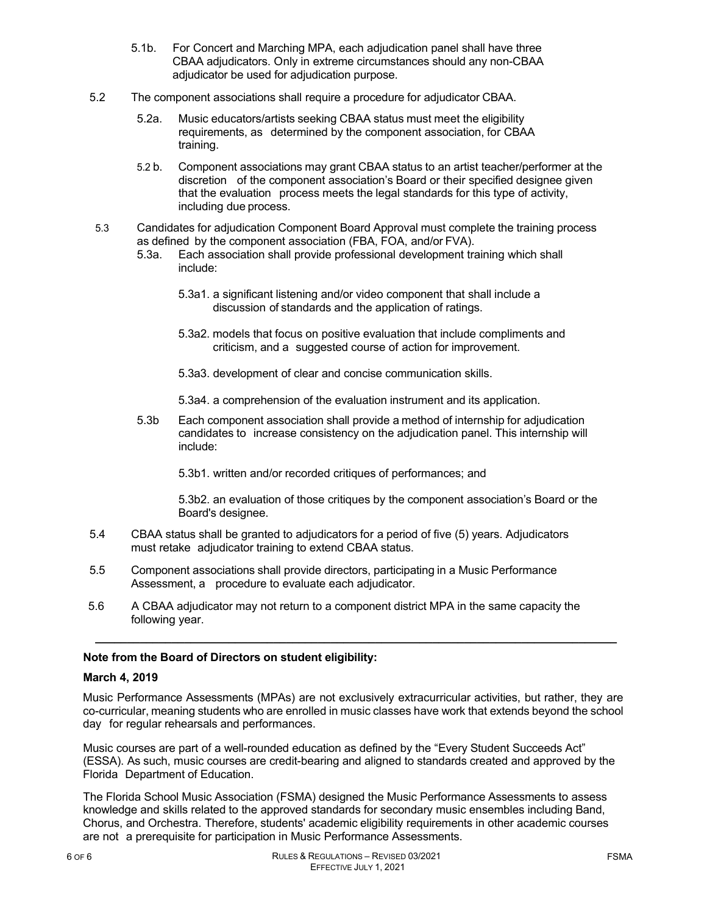5.1b. For Concert and Marching MPA, each adjudication panel shall have three CBAA adjudicators. Only in extreme circumstances should any non-CBAA adjudicator be used for adjudication purpose.

5.2 The component associations shall require a procedure for adjudicator CBAA.

5.2a. Music educators/artists seeking CBAA status must meet the eligibility requirements, as determined by the component association, for CBAA training.

5.2 b. Component associations may grant CBAA status to an artist teacher/performer at the discretion of the component association's Board or their specified designee given that the evaluation process meets the legal standards for this type of activity, including due process.

5.3 Candidates for adjudication Component Board Approval must complete the training process as defined by the component association (FBA, FOA, and/or FVA).

5.3a. Each association shall provide professional development training which shall include:

5.3a1. a significant listening and/or video component that shall include a discussion of standards and the application of ratings.

5.3a2. models that focus on positive evaluation that include compliments and criticism, and a suggested course of action for improvement.

5.3a3. development of clear and concise communication skills.

5.3a4. a comprehension of the evaluation instrument and its application.

5.3b Each component association shall provide a method of internship for adjudication candidates to increase consistency on the adjudication panel. This internship will include:

5.3b1. written and/or recorded critiques of performances; and

5.3b2. an evaluation of those critiques by the component association's Board or the Board's designee.

5.4 CBAA status shall be granted to adjudicators for a period of five (5) years. Adjudicators must retake adjudicator training to extend CBAA status.

5.5 Component associations shall provide directors, participating in a Music Performance Assessment, a procedure to evaluate each adjudicator.

5.6 A CBAA adjudicator may not return to a component district MPA in the same capacity the following year.

---

**Note from the Board of Directors on student eligibility:**

**March 4, 2019**

Music Performance Assessments (MPAs) are not exclusively extracurricular activities, but rather, they are co-curricular, meaning students who are enrolled in music classes have work that extends beyond the school day for regular rehearsals and performances.

Music courses are part of a well-rounded education as defined by the "Every Student Succeeds Act" (ESSA). As such, music courses are credit-bearing and aligned to standards created and approved by the Florida Department of Education.

The Florida School Music Association (FSMA) designed the Music Performance Assessments to assess knowledge and skills related to the approved standards for secondary music ensembles including Band, Chorus, and Orchestra. Therefore, students' academic eligibility requirements in other academic courses are not a prerequisite for participation in Music Performance Assessments.